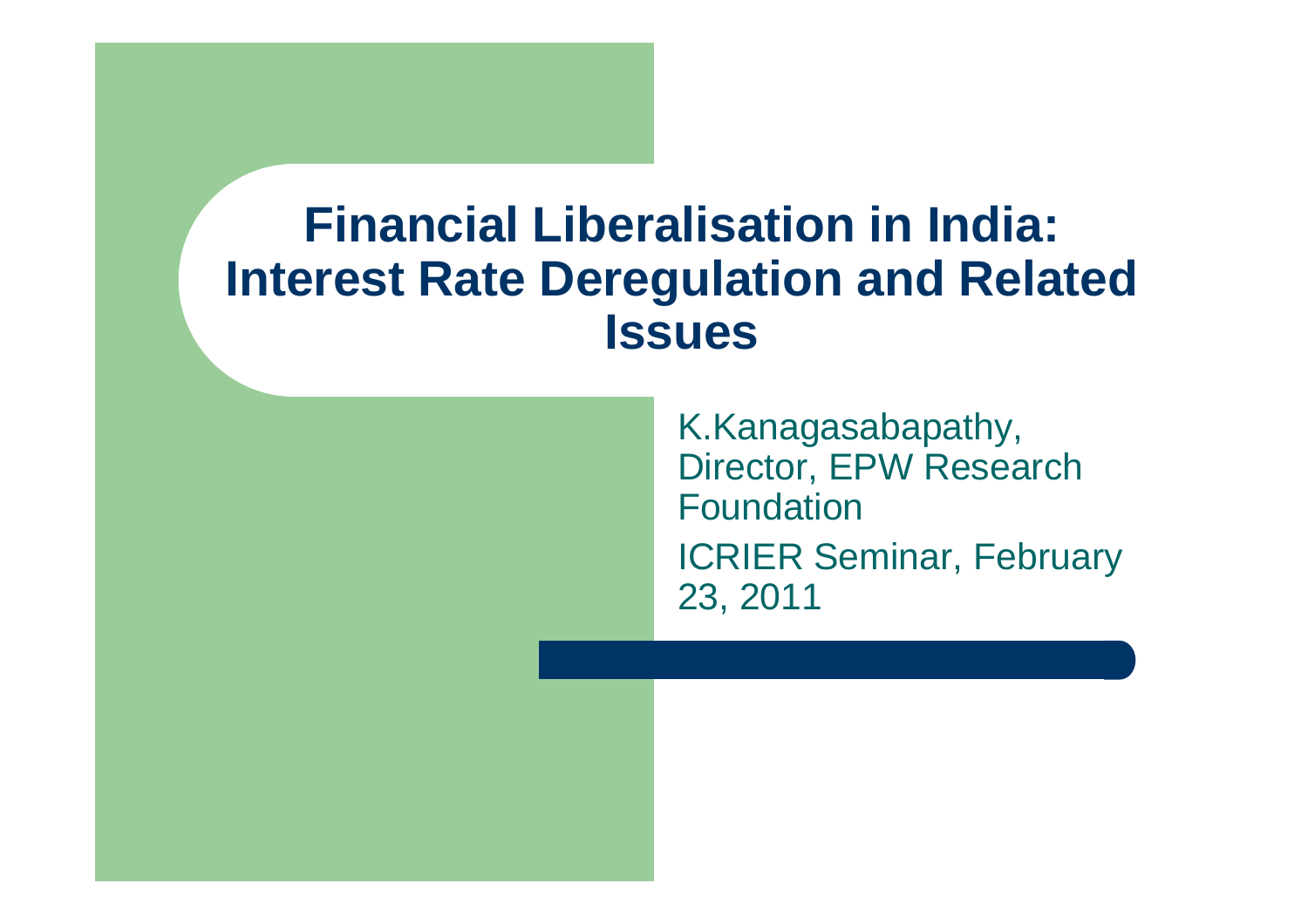# Financial Liberalisation in India: Interest Rate Deregulation and Related Issues

K.Kanagasabapathy, Director, EPW Research Foundation

ICRIER Seminar, February 23, 2011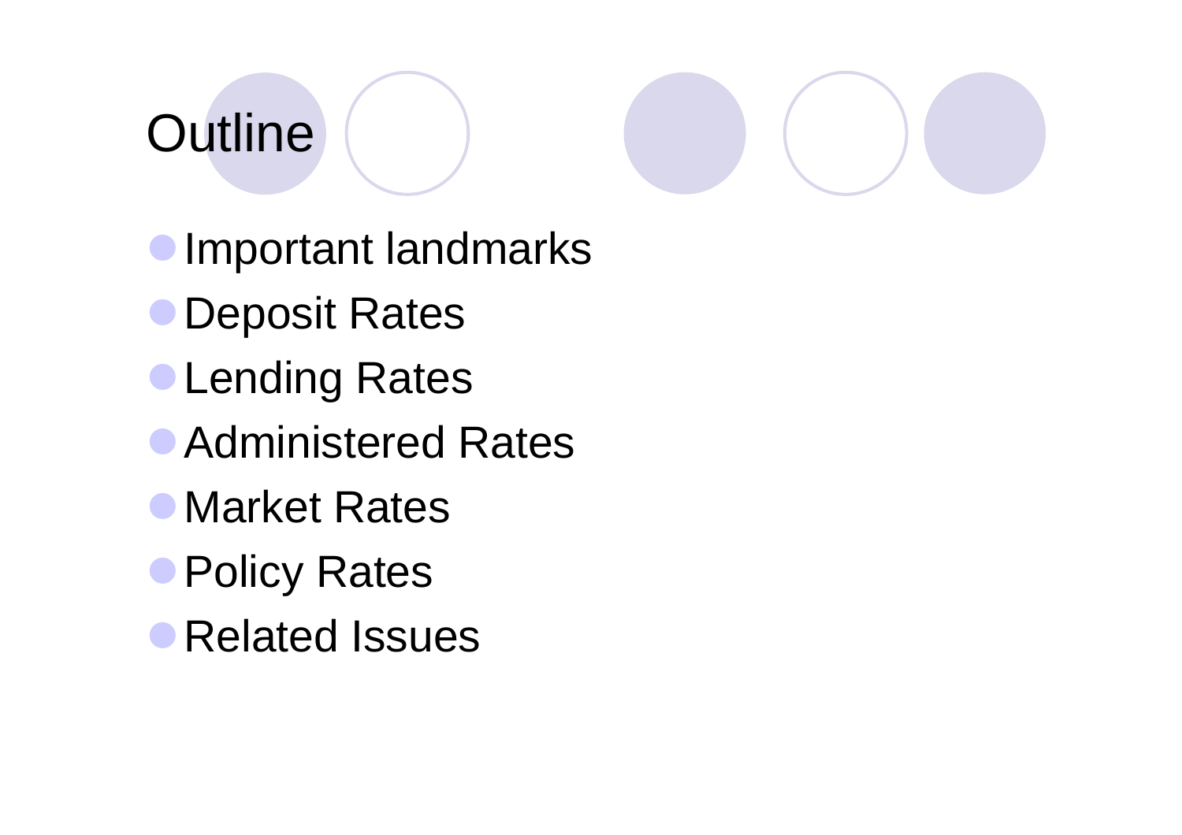# Outline

- Important landmarks
- Deposit Rates
- Lending Rates
- Administered Rates
- Market Rates
- Policy Rates
- Related Issues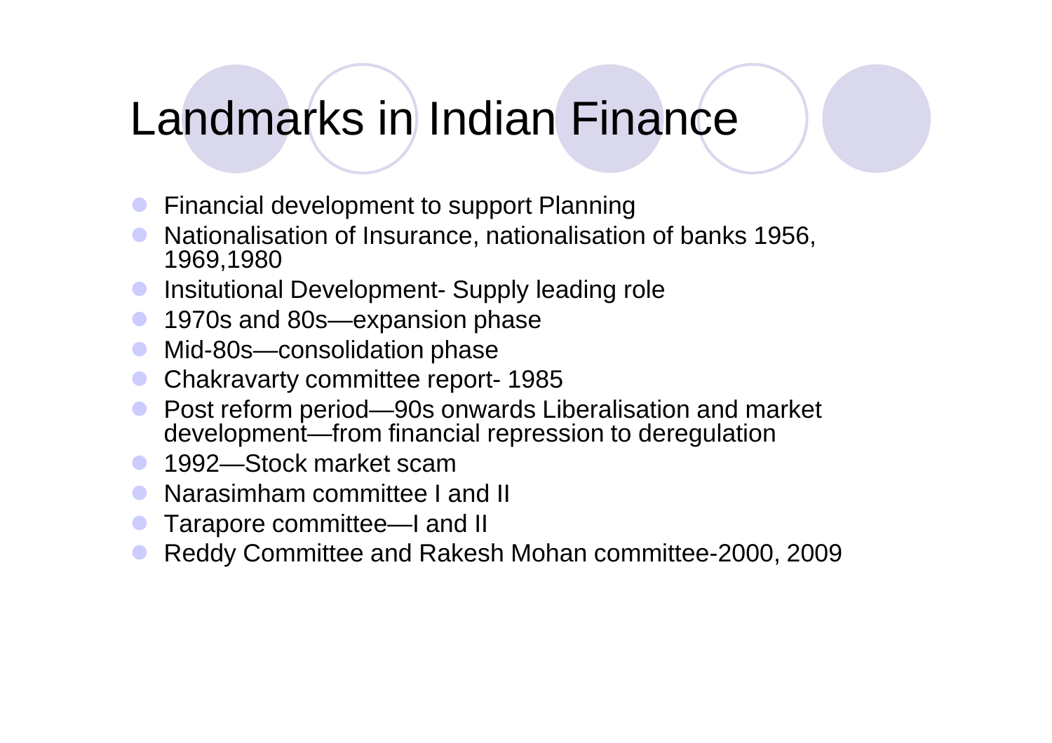# Landmarks in Indian Finance

- Financial development to support Planning
- Nationalisation of Insurance, nationalisation of banks 1956, 1969,1980
- Insitutional Development- Supply leading role
- 1970s and 80s—expansion phase
- Mid-80s—consolidation phase
- Chakravarty committee report- 1985
- Post reform period—90s onwards Liberalisation and market development—from financial repression to deregulation
- 1992—Stock market scam
- Narasimham committee I and II
- Tarapore committee—I and II
- Reddy Committee and Rakesh Mohan committee-2000, 2009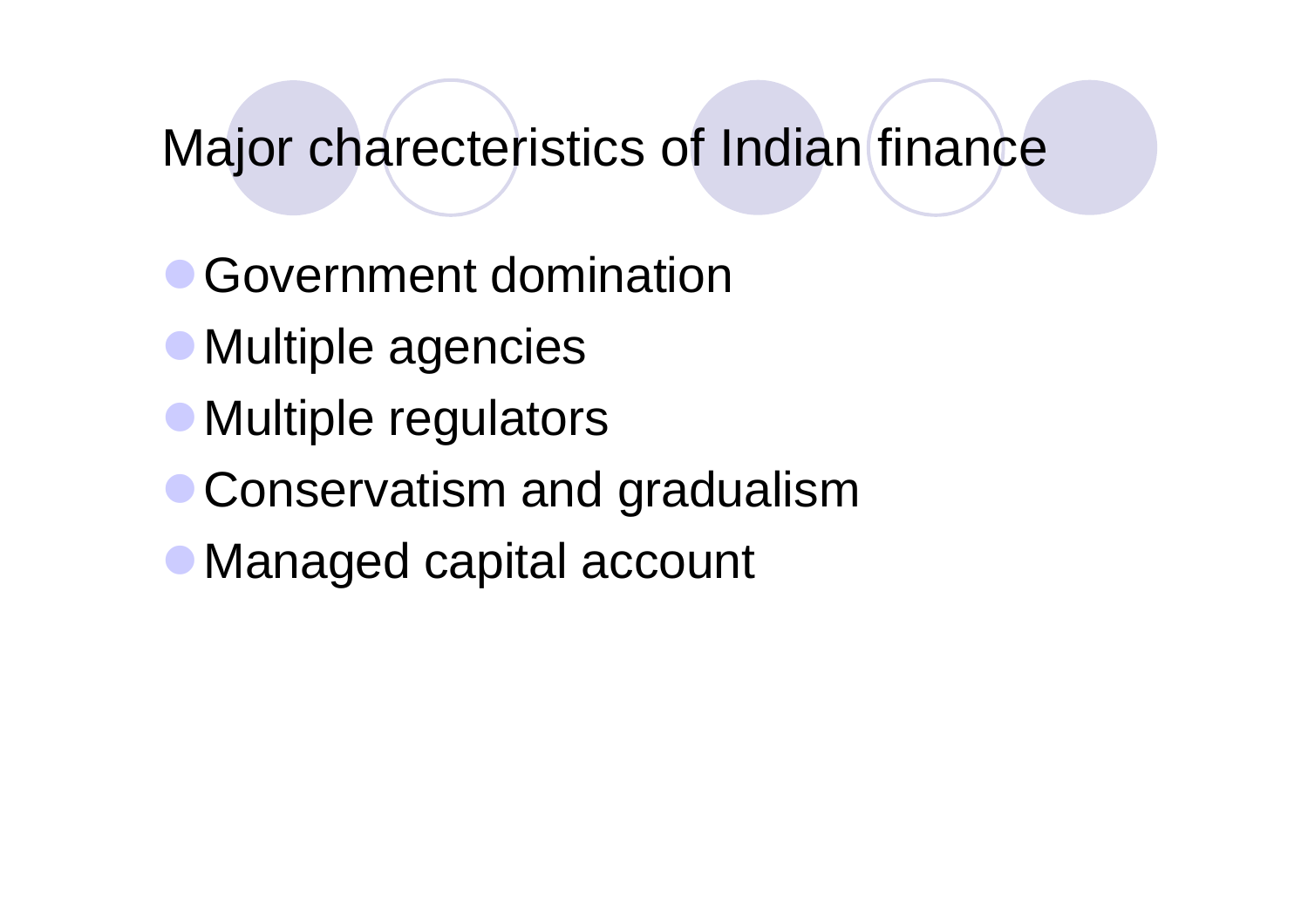# Major charecteristics of Indian finance

- Government domination
- Multiple agencies
- Multiple regulators
- Conservatism and gradualism
- Managed capital account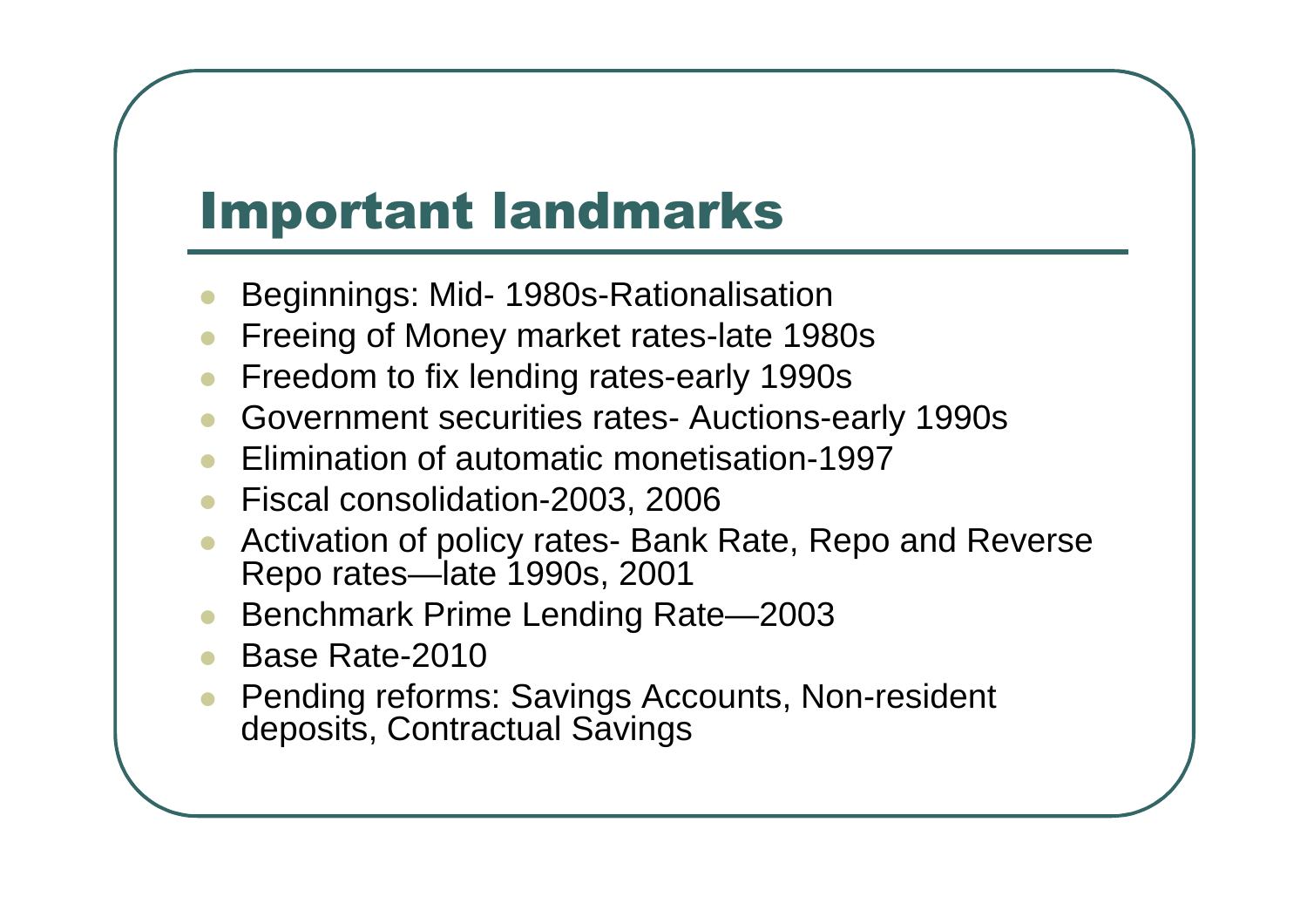# Important landmarks

- Beginnings: Mid- 1980s-Rationalisation
- Freeing of Money market rates-late 1980s
- Freedom to fix lending rates-early 1990s
- Government securities rates- Auctions-early 1990s
- Elimination of automatic monetisation-1997
- Fiscal consolidation-2003, 2006
- Activation of policy rates- Bank Rate, Repo and Reverse Repo rates—late 1990s, 2001
- Benchmark Prime Lending Rate—2003
- Base Rate-2010
- Pending reforms: Savings Accounts, Non-resident deposits, Contractual Savings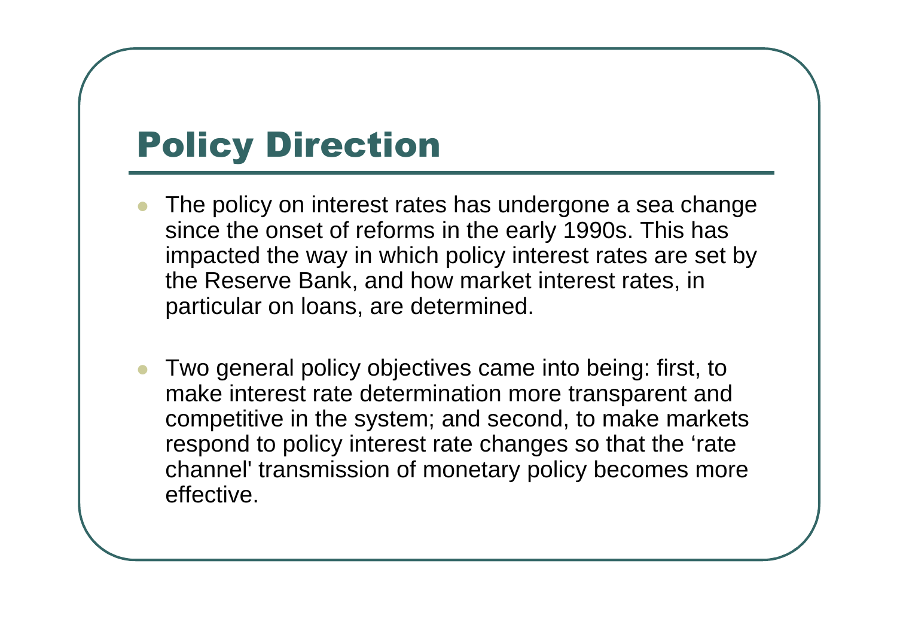# Policy Direction

- The policy on interest rates has undergone a sea change since the onset of reforms in the early 1990s. This has impacted the way in which policy interest rates are set by the Reserve Bank, and how market interest rates, in particular on loans, are determined.

- Two general policy objectives came into being: first, to make interest rate determination more transparent and competitive in the system; and second, to make markets respond to policy interest rate changes so that the ‘rate channel' transmission of monetary policy becomes more effective.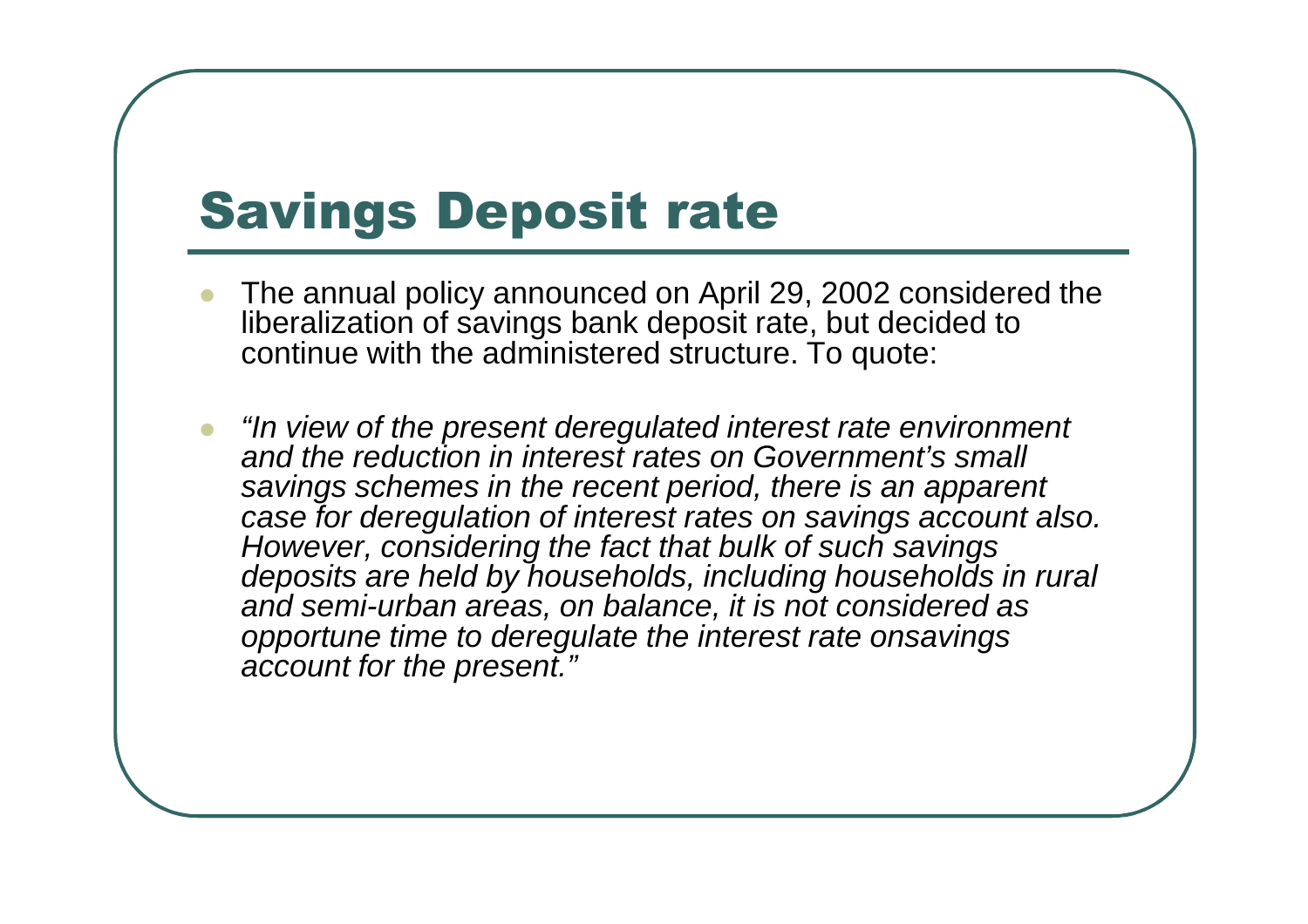# Savings Deposit rate

- The annual policy announced on April 29, 2002 considered the liberalization of savings bank deposit rate, but decided to continue with the administered structure. To quote:

- *"In view of the present deregulated interest rate environment and the reduction in interest rates on Government's small savings schemes in the recent period, there is an apparent case for deregulation of interest rates on savings account also. However, considering the fact that bulk of such savings deposits are held by households, including households in rural and semi-urban areas, on balance, it is not considered as opportune time to deregulate the interest rate onsavings account for the present."*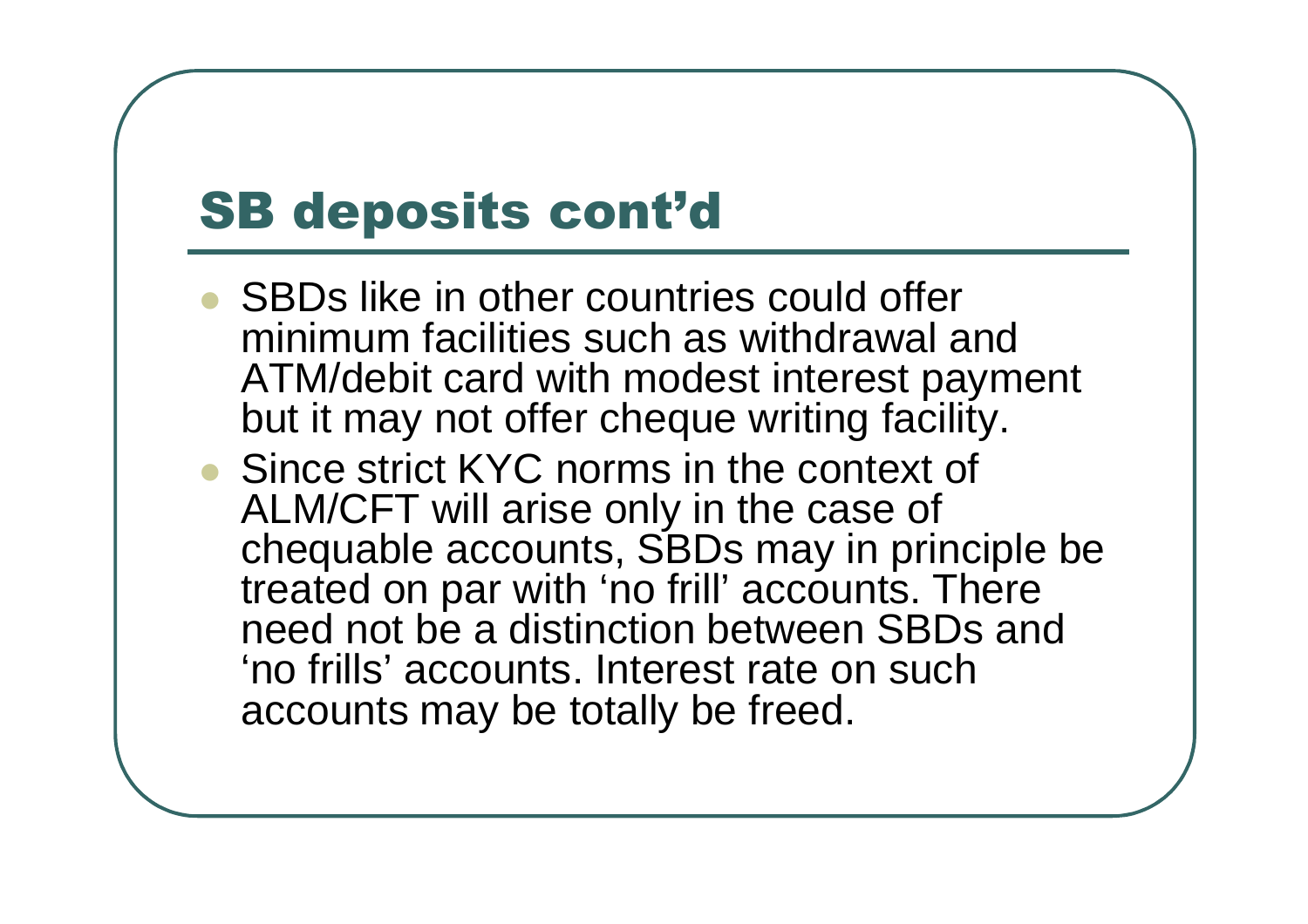# SB deposits cont'd

- SBDs like in other countries could offer minimum facilities such as withdrawal and ATM/debit card with modest interest payment but it may not offer cheque writing facility.
- Since strict KYC norms in the context of ALM/CFT will arise only in the case of chequable accounts, SBDs may in principle be treated on par with 'no frill' accounts. There need not be a distinction between SBDs and 'no frills' accounts. Interest rate on such accounts may be totally be freed.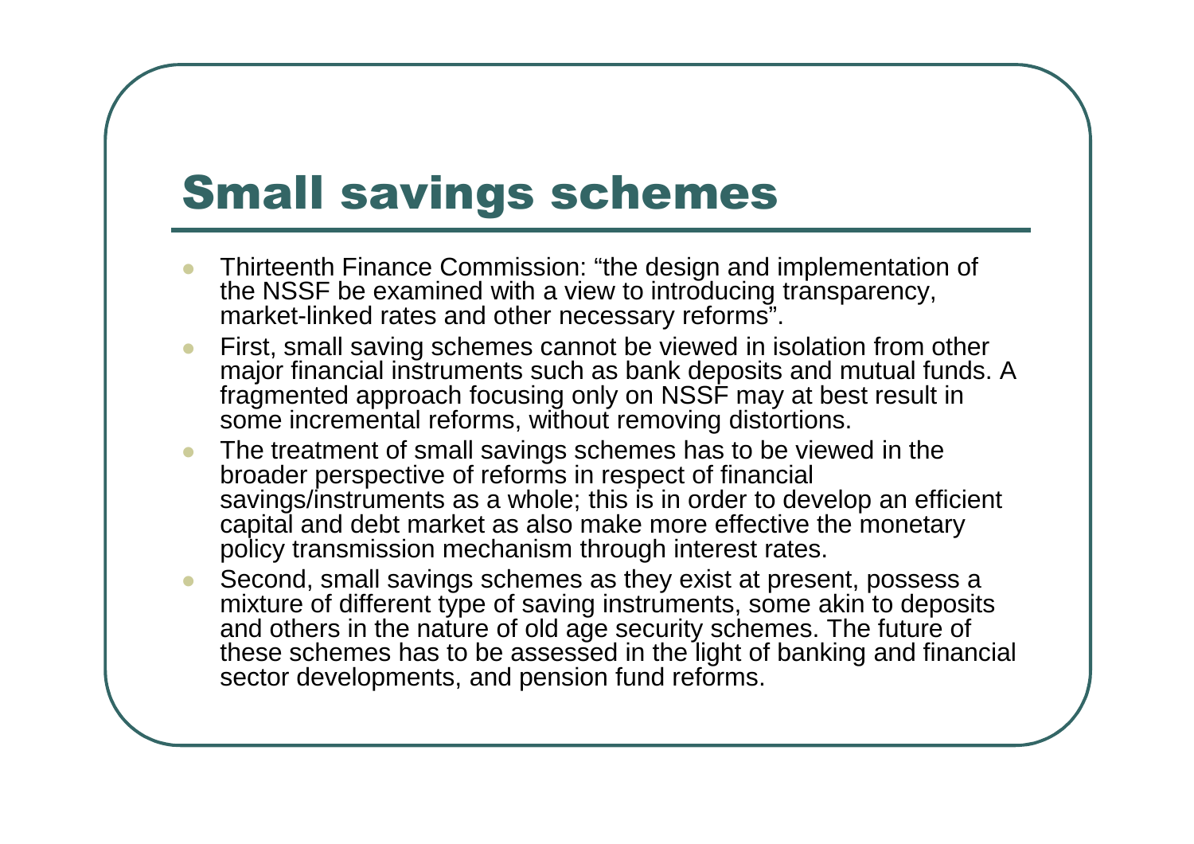# Small savings schemes

- Thirteenth Finance Commission: "the design and implementation of the NSSF be examined with a view to introducing transparency, market-linked rates and other necessary reforms".
- First, small saving schemes cannot be viewed in isolation from other major financial instruments such as bank deposits and mutual funds. A fragmented approach focusing only on NSSF may at best result in some incremental reforms, without removing distortions.
- The treatment of small savings schemes has to be viewed in the broader perspective of reforms in respect of financial savings/instruments as a whole; this is in order to develop an efficient capital and debt market as also make more effective the monetary policy transmission mechanism through interest rates.
- Second, small savings schemes as they exist at present, possess a mixture of different type of saving instruments, some akin to deposits and others in the nature of old age security schemes. The future of these schemes has to be assessed in the light of banking and financial sector developments, and pension fund reforms.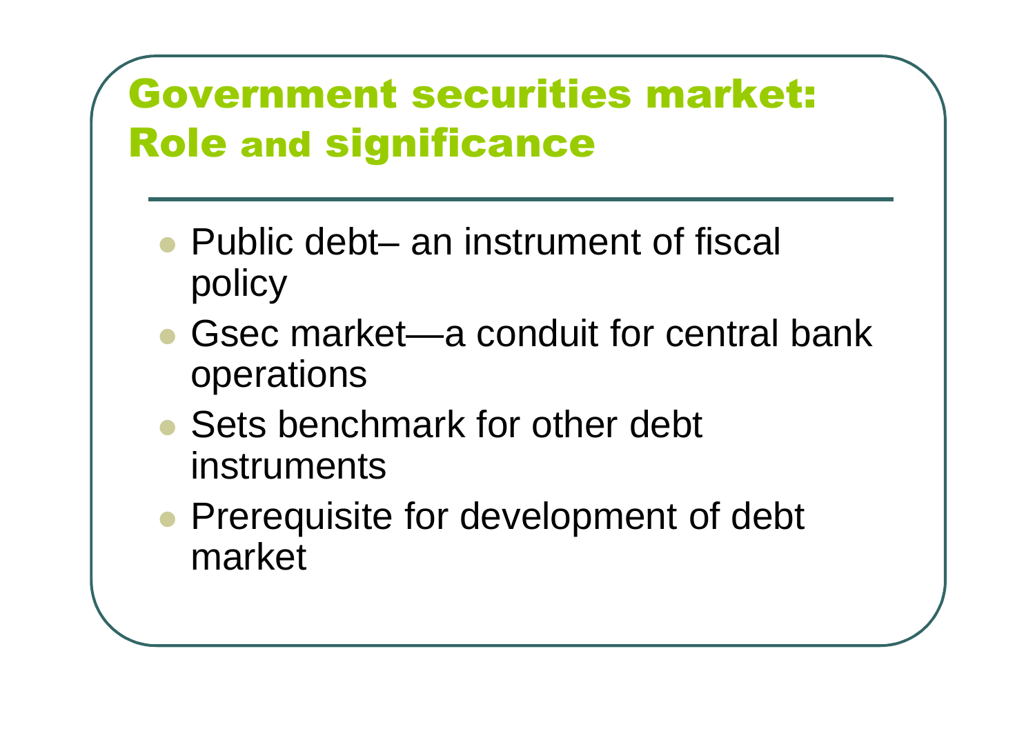# Government securities market: Role and significance

- Public debt– an instrument of fiscal policy
- Gsec market—a conduit for central bank operations
- Sets benchmark for other debt instruments
- Prerequisite for development of debt market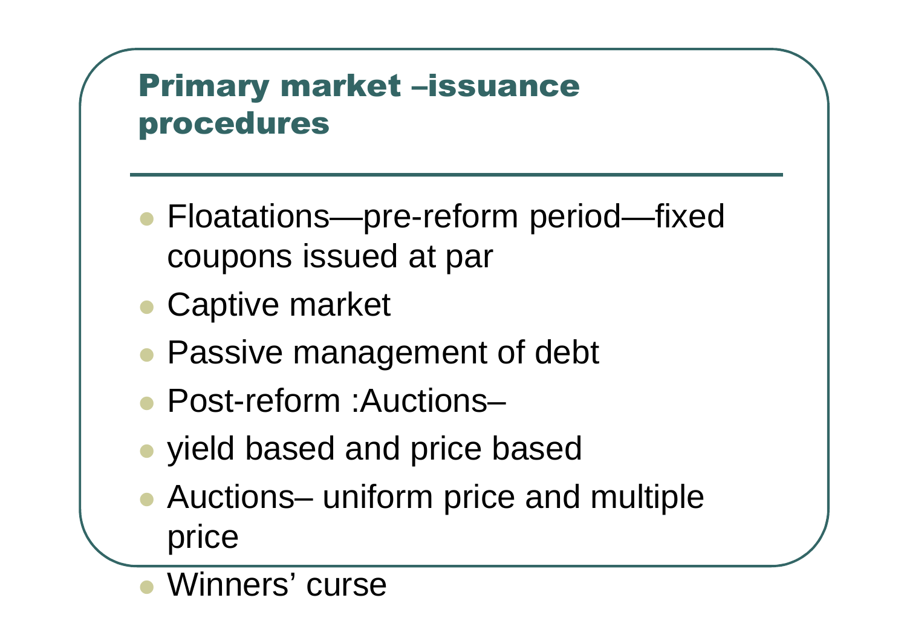## Primary market –issuance procedures

- Floatations—pre-reform period—fixed coupons issued at par
- Captive market
- Passive management of debt
- Post-reform :Auctions–
- yield based and price based
- Auctions– uniform price and multiple price
- Winners' curse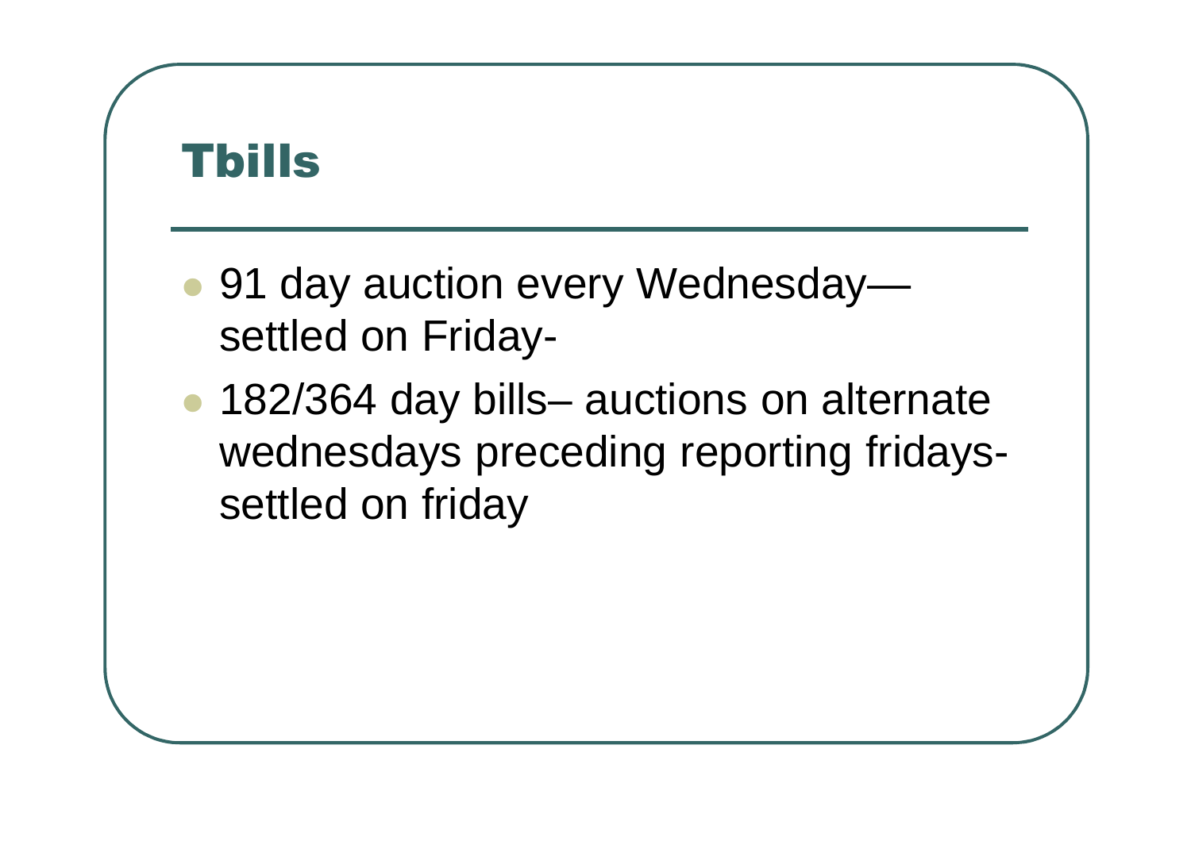# Tbills

- 91 day auction every Wednesday—settled on Friday-
- 182/364 day bills– auctions on alternate wednesdays preceding reporting fridays-settled on friday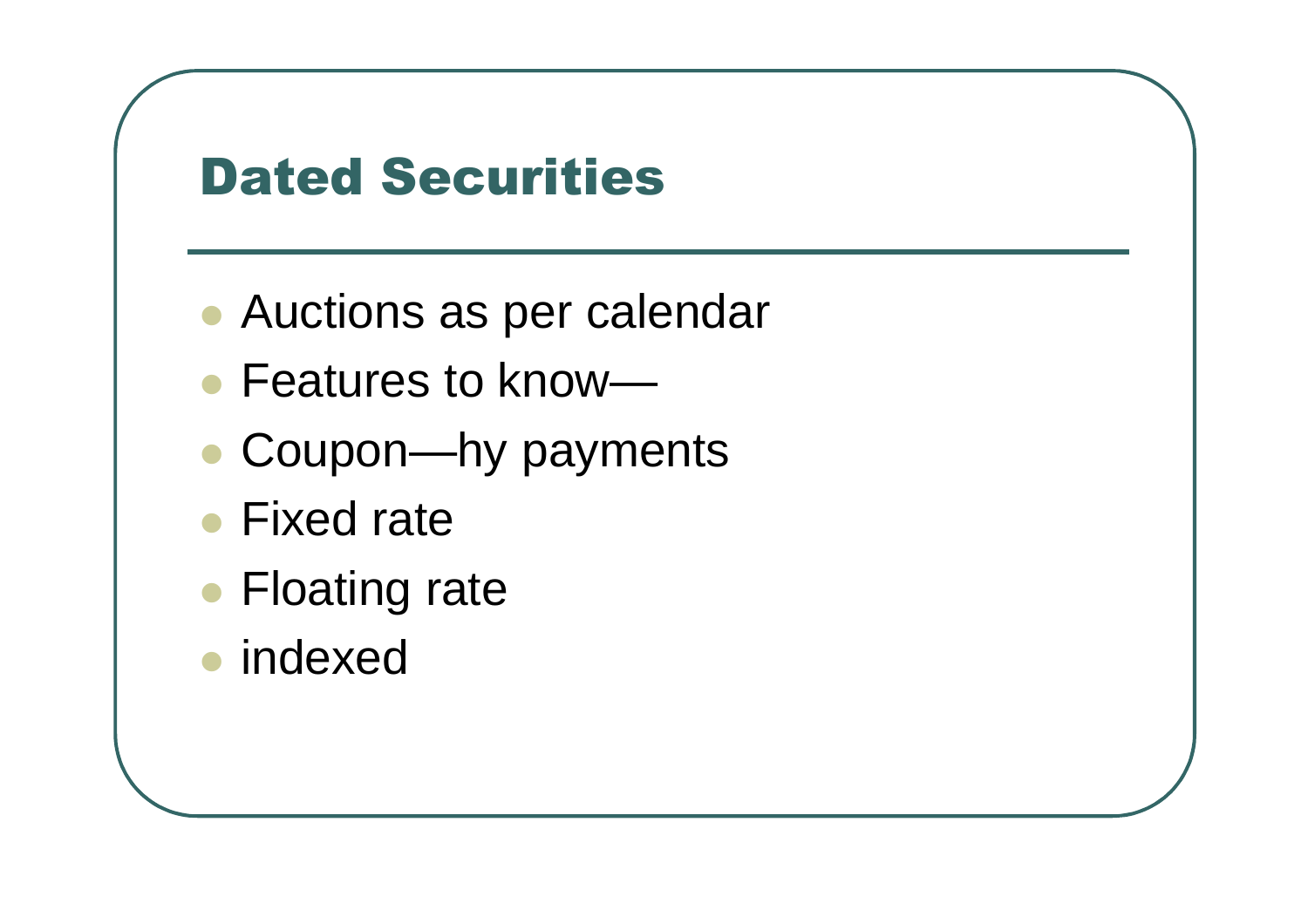# Dated Securities

- Auctions as per calendar
- Features to know—
- Coupon—hy payments
- Fixed rate
- Floating rate
- indexed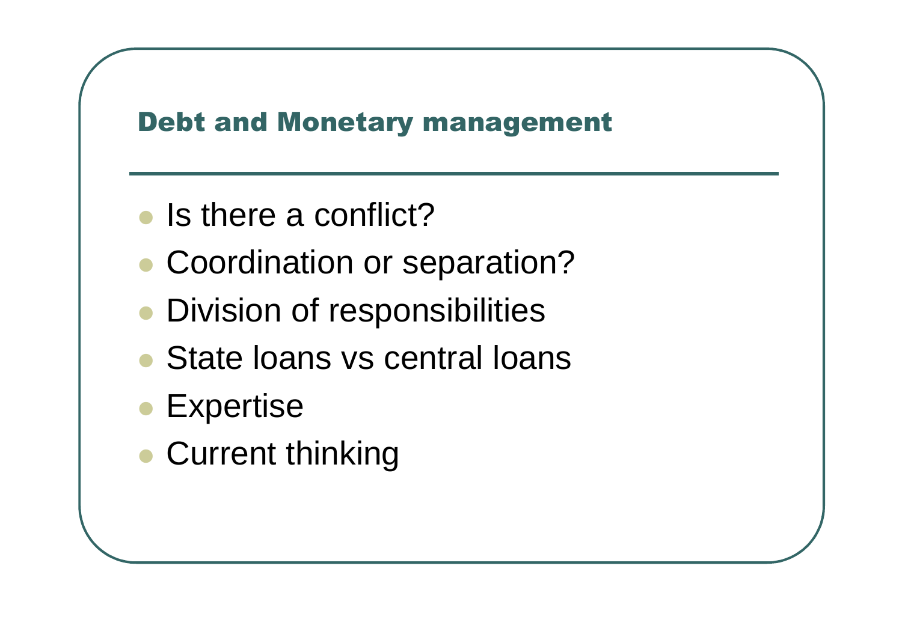## Debt and Monetary management

- Is there a conflict?
- Coordination or separation?
- Division of responsibilities
- State loans vs central loans
- Expertise
- Current thinking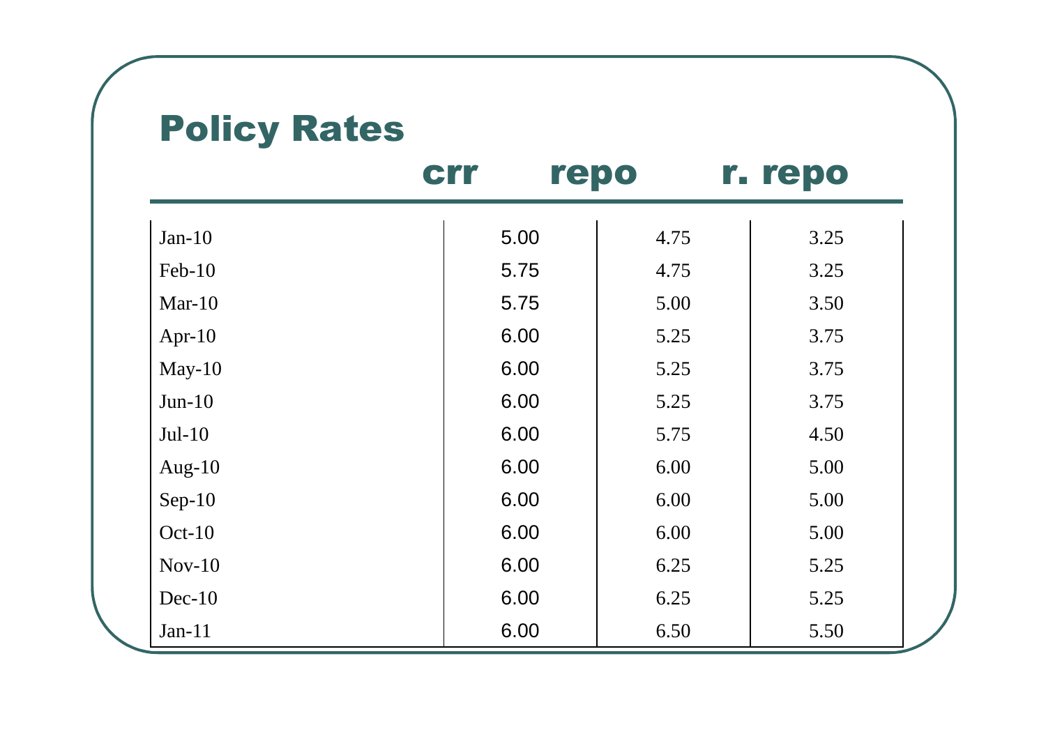# Policy Rates

| | crr | repo | r. repo |
|---|---|---|---|
| Jan-10 | 5.00 | 4.75 | 3.25 |
| Feb-10 | 5.75 | 4.75 | 3.25 |
| Mar-10 | 5.75 | 5.00 | 3.50 |
| Apr-10 | 6.00 | 5.25 | 3.75 |
| May-10 | 6.00 | 5.25 | 3.75 |
| Jun-10 | 6.00 | 5.25 | 3.75 |
| Jul-10 | 6.00 | 5.75 | 4.50 |
| Aug-10 | 6.00 | 6.00 | 5.00 |
| Sep-10 | 6.00 | 6.00 | 5.00 |
| Oct-10 | 6.00 | 6.00 | 5.00 |
| Nov-10 | 6.00 | 6.25 | 5.25 |
| Dec-10 | 6.00 | 6.25 | 5.25 |
| Jan-11 | 6.00 | 6.50 | 5.50 |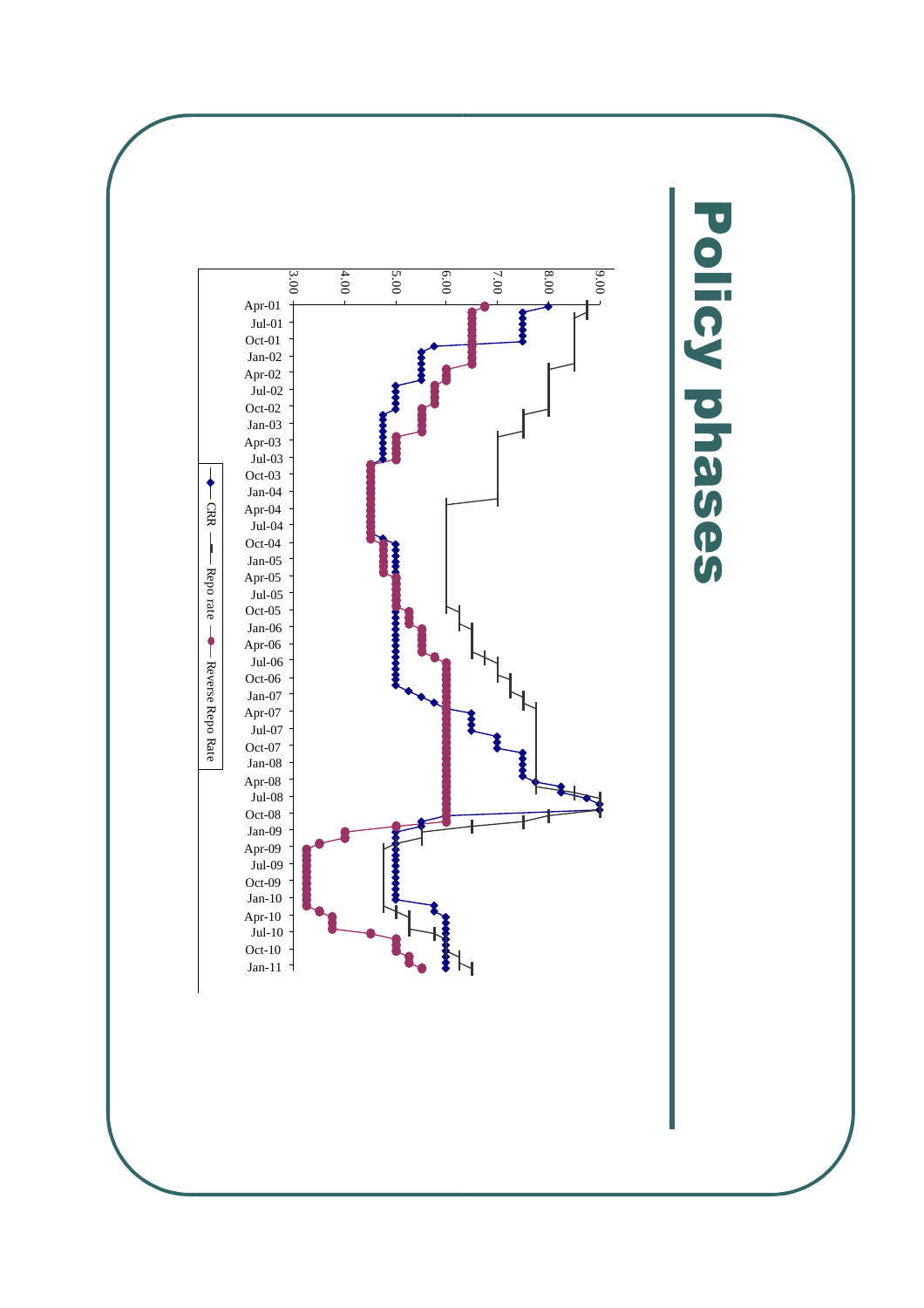# Policy phases

9.00
8.00
7.00
6.00
5.00
4.00
3.00

Apr-01
Jul-01
Oct-01
Jan-02
Apr-02
Jul-02
Oct-02
Jan-03
Apr-03
Jul-03
Oct-03
Jan-04
Apr-04
Jul-04
Oct-04
Jan-05
Apr-05
Jul-05
Oct-05
Jan-06
Apr-06
Jul-06
Oct-06
Jan-07
Apr-07
Jul-07
Oct-07
Jan-08
Apr-08
Jul-08
Oct-08
Jan-09
Apr-09
Jul-09
Oct-09
Jan-10
Apr-10
Jul-10
Oct-10
Jan-11

CRR — Repo rate — Reverse Repo Rate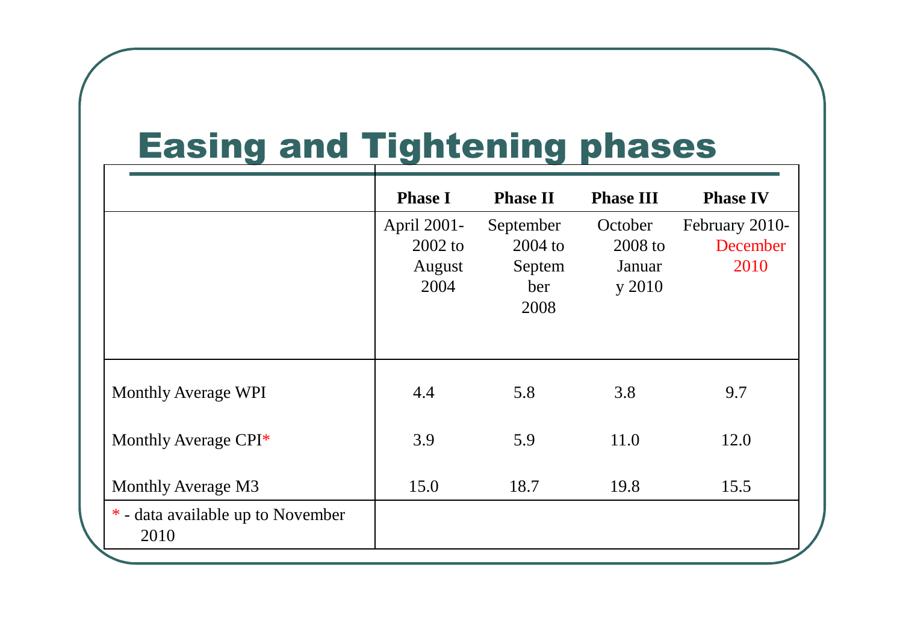# Easing and Tightening phases

| | Phase I | Phase II | Phase III | Phase IV |
|---|---|---|---|---|
| | April 2001-2002 to August 2004 | September 2004 to September 2008 | October 2008 to January 2010 | February 2010-December 2010 |
| Monthly Average WPI | 4.4 | 5.8 | 3.8 | 9.7 |
| Monthly Average CPI* | 3.9 | 5.9 | 11.0 | 12.0 |
| Monthly Average M3 | 15.0 | 18.7 | 19.8 | 15.5 |
| * - data available up to November 2010 | | | | |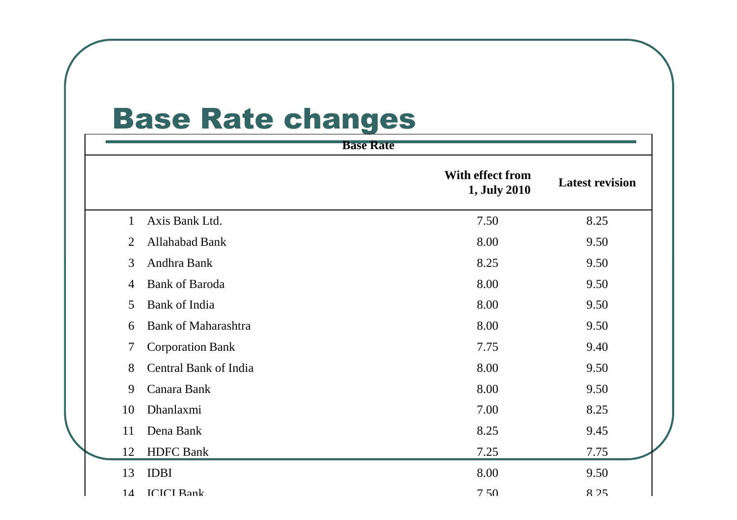# Base Rate changes

| | Base Rate | With effect from 1, July 2010 | Latest revision |
|---|---|---|---|
| 1 | Axis Bank Ltd. | 7.50 | 8.25 |
| 2 | Allahabad Bank | 8.00 | 9.50 |
| 3 | Andhra Bank | 8.25 | 9.50 |
| 4 | Bank of Baroda | 8.00 | 9.50 |
| 5 | Bank of India | 8.00 | 9.50 |
| 6 | Bank of Maharashtra | 8.00 | 9.50 |
| 7 | Corporation Bank | 7.75 | 9.40 |
| 8 | Central Bank of India | 8.00 | 9.50 |
| 9 | Canara Bank | 8.00 | 9.50 |
| 10 | Dhanlaxmi | 7.00 | 8.25 |
| 11 | Dena Bank | 8.25 | 9.45 |
| 12 | HDFC Bank | 7.25 | 7.75 |
| 13 | IDBI | 8.00 | 9.50 |
| 14 | ICICI Bank | 7.50 | 8.25 |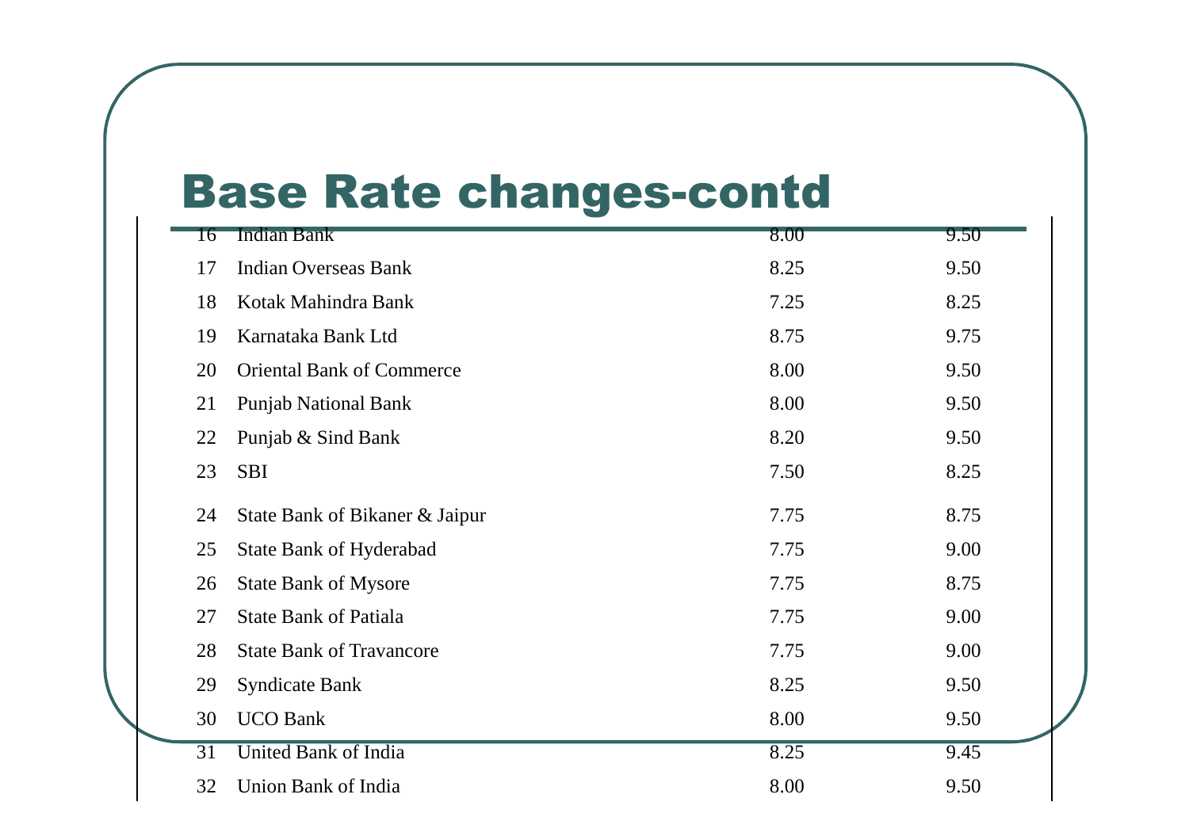# Base Rate changes-contd

| | | | |
|---|---|---|---|
| 16 | Indian Bank | 8.00 | 9.50 |
| 17 | Indian Overseas Bank | 8.25 | 9.50 |
| 18 | Kotak Mahindra Bank | 7.25 | 8.25 |
| 19 | Karnataka Bank Ltd | 8.75 | 9.75 |
| 20 | Oriental Bank of Commerce | 8.00 | 9.50 |
| 21 | Punjab National Bank | 8.00 | 9.50 |
| 22 | Punjab & Sind Bank | 8.20 | 9.50 |
| 23 | SBI | 7.50 | 8.25 |
| 24 | State Bank of Bikaner & Jaipur | 7.75 | 8.75 |
| 25 | State Bank of Hyderabad | 7.75 | 9.00 |
| 26 | State Bank of Mysore | 7.75 | 8.75 |
| 27 | State Bank of Patiala | 7.75 | 9.00 |
| 28 | State Bank of Travancore | 7.75 | 9.00 |
| 29 | Syndicate Bank | 8.25 | 9.50 |
| 30 | UCO Bank | 8.00 | 9.50 |
| 31 | United Bank of India | 8.25 | 9.45 |
| 32 | Union Bank of India | 8.00 | 9.50 |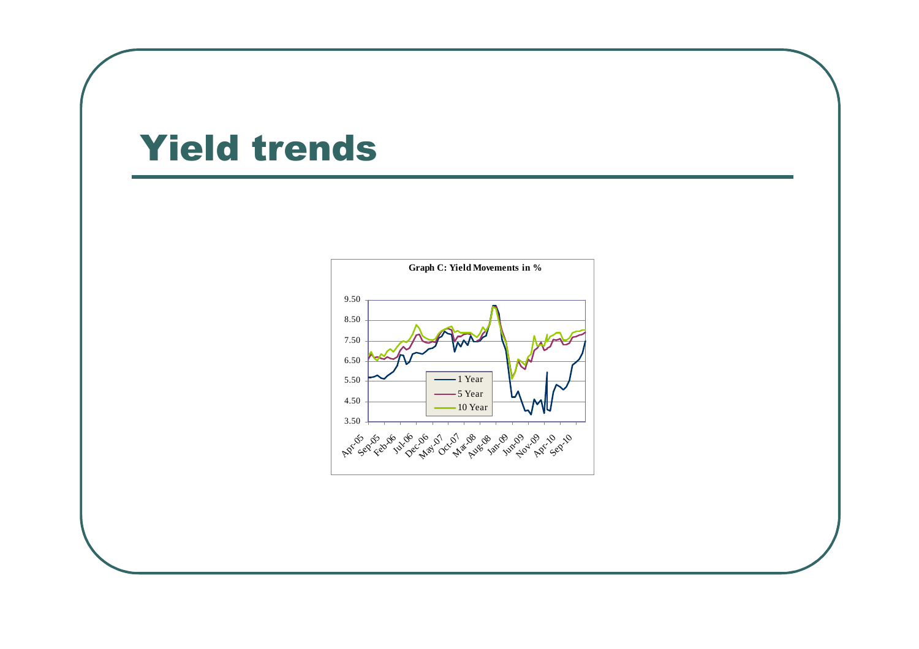# Yield trends

**Graph C: Yield Movements in %**

- 1 Year
- 5 Year
- 10 Year

9.50
8.50
7.50
6.50
5.50
4.50
3.50

Apr-05 Sep-05 Feb-06 Jul-06 Dec-06 May-07 Oct-07 Mar-08 Aug-08 Jan-09 Jun-09 Nov-09 Apr-10 Sep-10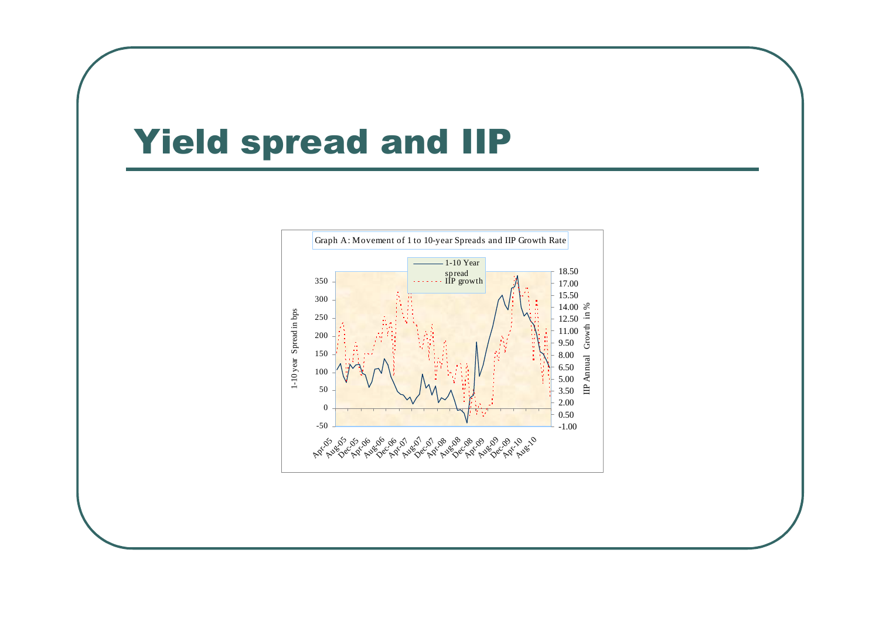# Yield spread and IIP

Graph A: Movement of 1 to 10-year Spreads and IIP Growth Rate

1-10 Year spread

IIP growth

1-10 year Spread in bps

350
300
250
200
150
100
50
0
-50

IIP Annual Growth in %

18.50
17.00
15.50
14.00
12.50
11.00
9.50
8.00
6.50
5.00
3.50
2.00
0.50
-1.00

Apr-05 Aug-05 Dec-05 Apr-06 Aug-06 Dec-06 Apr-07 Aug-07 Dec-07 Apr-08 Aug-08 Dec-08 Apr-09 Aug-09 Dec-09 Apr-10 Aug-10